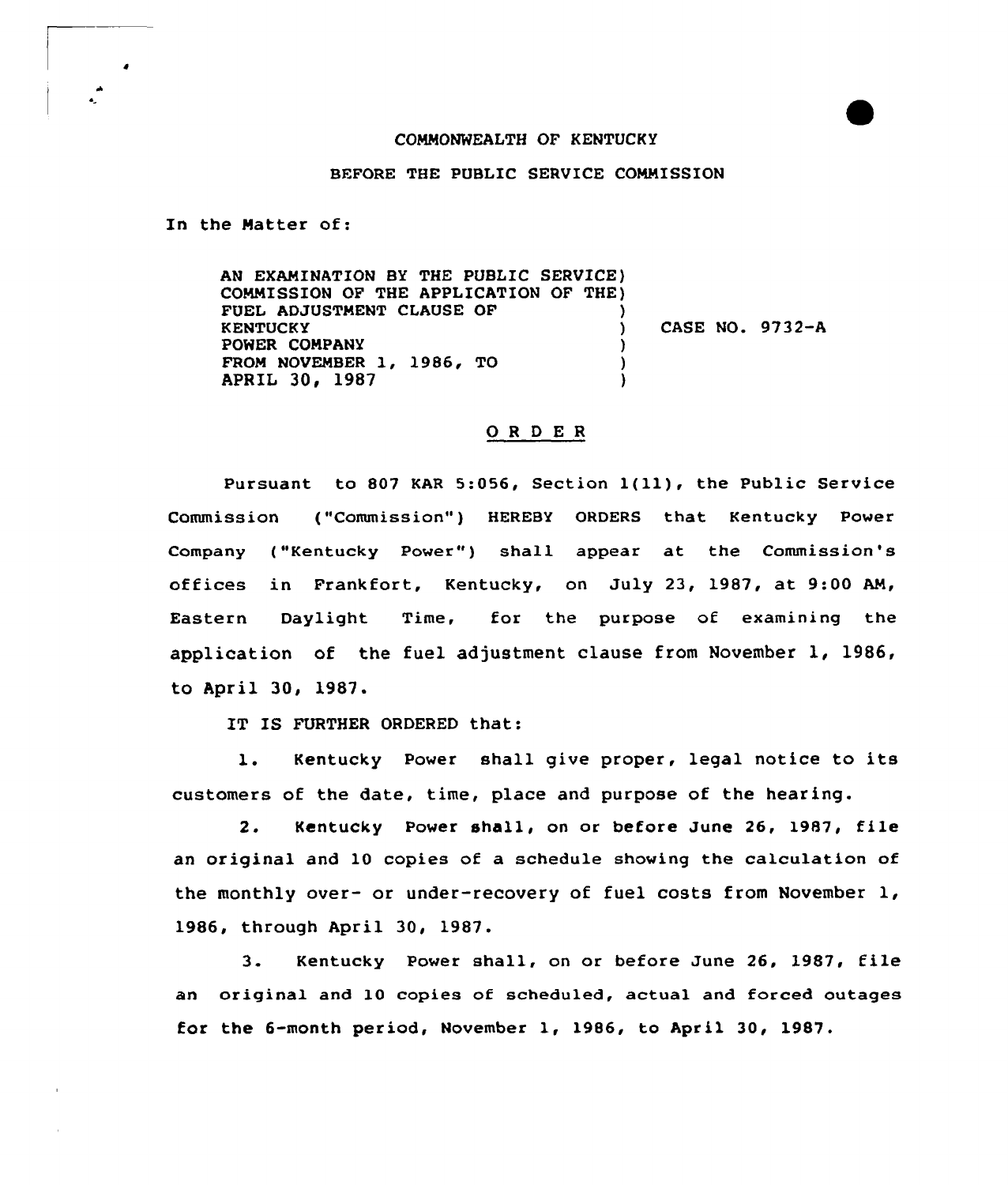COMMONWEALTH OF KENTUCKY

BEFORE THE PUBLIC SERVICE COMMISSION

In the Matter of:

AN EXAMINATION BY THE PUBLIC SERVICE COMMISSION OF THE APPLICATION OF THE FUEL ADJUSTMENT CLAUSE OF KENTUCKY POWER COMPANY FROM NOVEMBER 1, 1986, TO APRIL 30, 1987 ) CASE NO. 9732-A

## O R D E R

Pursuant to 807 KAR 5:056, Section 1(11), the Public Service Commission ("Commission") HEREBY ORDERS that Kentucky Power Company ("Kentucky Power") shall appear at the Commission's offices in Frankfort, Kentucky, on July 23, 1987, at 9:00 AM, Eastern Daylight Time, for the purpose of examining the application of the fuel adjustment clause from November 1, 1986, to April 30, 1987.

IT IS FURTHER ORDERED that:

1. Kentucky Power shall give proper, legal notice to its customers of the date, time, place and purpose of the hearing.

2. Kentucky Power shall, on or before June 26, 1987, file an original and 10 copies of a schedule showing the calculation of the monthly over- or under-recovery of fuel costs from November 1, 1986, through April 30, 1987.

3. Kentucky Power shall, on or before June 26, 1987, file an original and 10 copies of scheduled, actual and forced outages for the 6-month period, November 1, 1986, to April 30, 1987.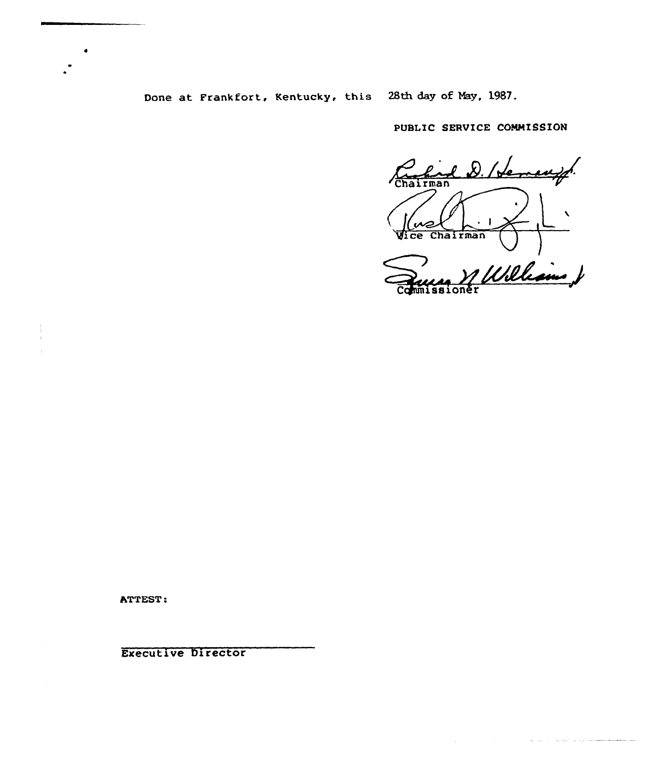Done at Frankfort, Kentucky, this 28th day of May, 1987.

PUBLIC SERVICE COMMISSION

Chairman

Vice Chairman

Commissioner

ATTEST:

Executive Director